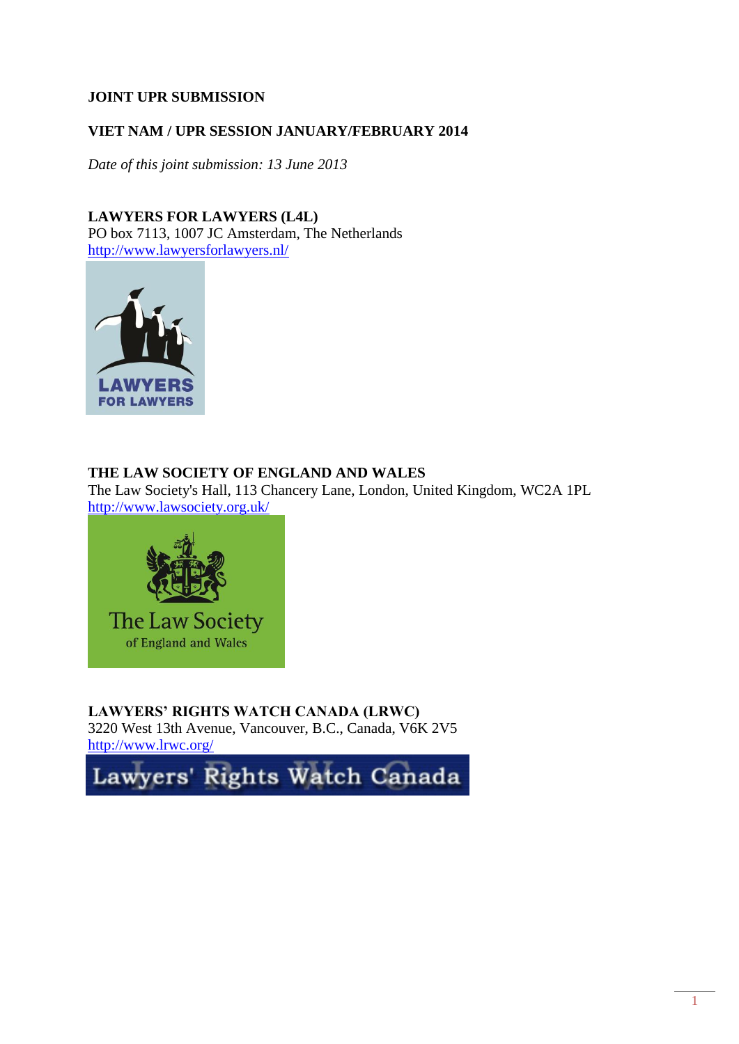**JOINT UPR SUBMISSION**

**VIET NAM / UPR SESSION JANUARY/FEBRUARY 2014**

*Date of this joint submission: 13 June 2013*

**LAWYERS FOR LAWYERS (L4L)**
PO box 7113, 1007 JC Amsterdam, The Netherlands
http://www.lawyersforlawyers.nl/

**THE LAW SOCIETY OF ENGLAND AND WALES**
The Law Society's Hall, 113 Chancery Lane, London, United Kingdom, WC2A 1PL
http://www.lawsociety.org.uk/

**LAWYERS' RIGHTS WATCH CANADA (LRWC)**
3220 West 13th Avenue, Vancouver, B.C., Canada, V6K 2V5
http://www.lrwc.org/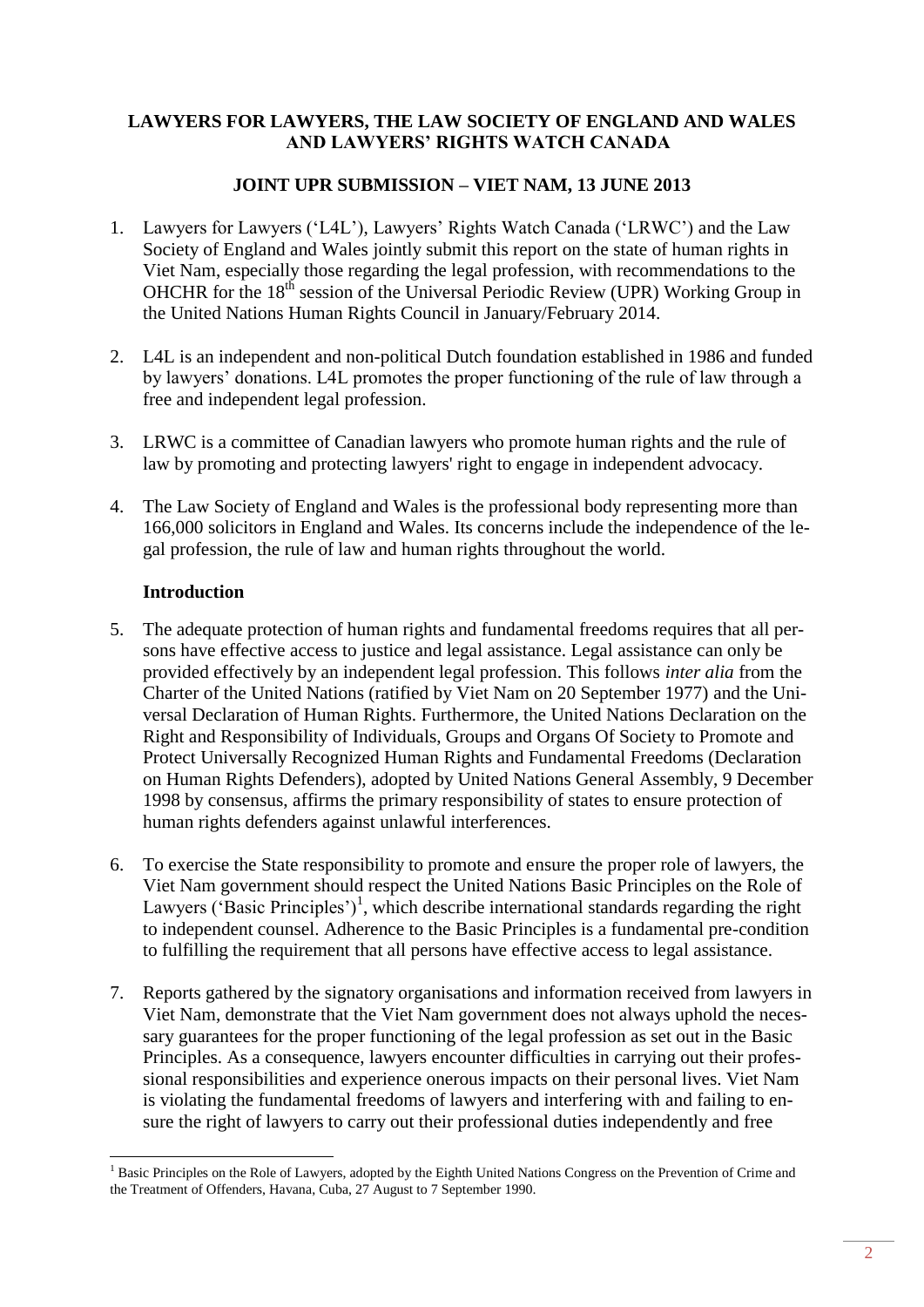**LAWYERS FOR LAWYERS, THE LAW SOCIETY OF ENGLAND AND WALES AND LAWYERS' RIGHTS WATCH CANADA**

**JOINT UPR SUBMISSION – VIET NAM, 13 JUNE 2013**

1. Lawyers for Lawyers ('L4L'), Lawyers' Rights Watch Canada ('LRWC') and the Law Society of England and Wales jointly submit this report on the state of human rights in Viet Nam, especially those regarding the legal profession, with recommendations to the OHCHR for the 18th session of the Universal Periodic Review (UPR) Working Group in the United Nations Human Rights Council in January/February 2014.

2. L4L is an independent and non-political Dutch foundation established in 1986 and funded by lawyers' donations. L4L promotes the proper functioning of the rule of law through a free and independent legal profession.

3. LRWC is a committee of Canadian lawyers who promote human rights and the rule of law by promoting and protecting lawyers' right to engage in independent advocacy.

4. The Law Society of England and Wales is the professional body representing more than 166,000 solicitors in England and Wales. Its concerns include the independence of the legal profession, the rule of law and human rights throughout the world.

## Introduction

5. The adequate protection of human rights and fundamental freedoms requires that all persons have effective access to justice and legal assistance. Legal assistance can only be provided effectively by an independent legal profession. This follows *inter alia* from the Charter of the United Nations (ratified by Viet Nam on 20 September 1977) and the Universal Declaration of Human Rights. Furthermore, the United Nations Declaration on the Right and Responsibility of Individuals, Groups and Organs Of Society to Promote and Protect Universally Recognized Human Rights and Fundamental Freedoms (Declaration on Human Rights Defenders), adopted by United Nations General Assembly, 9 December 1998 by consensus, affirms the primary responsibility of states to ensure protection of human rights defenders against unlawful interferences.

6. To exercise the State responsibility to promote and ensure the proper role of lawyers, the Viet Nam government should respect the United Nations Basic Principles on the Role of Lawyers ('Basic Principles')[1], which describe international standards regarding the right to independent counsel. Adherence to the Basic Principles is a fundamental pre-condition to fulfilling the requirement that all persons have effective access to legal assistance.

7. Reports gathered by the signatory organisations and information received from lawyers in Viet Nam, demonstrate that the Viet Nam government does not always uphold the necessary guarantees for the proper functioning of the legal profession as set out in the Basic Principles. As a consequence, lawyers encounter difficulties in carrying out their professional responsibilities and experience onerous impacts on their personal lives. Viet Nam is violating the fundamental freedoms of lawyers and interfering with and failing to ensure the right of lawyers to carry out their professional duties independently and free

[1] Basic Principles on the Role of Lawyers, adopted by the Eighth United Nations Congress on the Prevention of Crime and the Treatment of Offenders, Havana, Cuba, 27 August to 7 September 1990.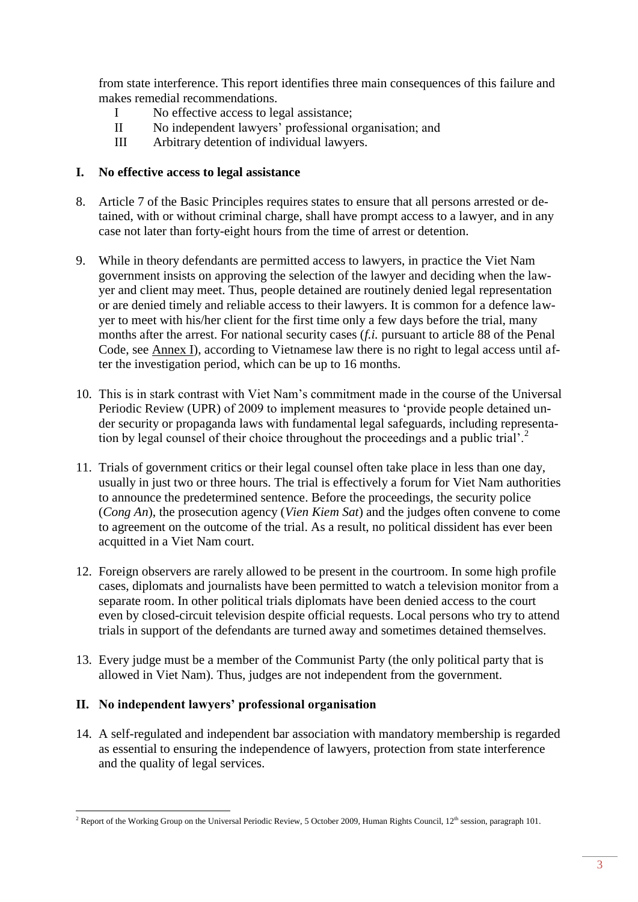from state interference. This report identifies three main consequences of this failure and makes remedial recommendations.

- I No effective access to legal assistance;
- II No independent lawyers' professional organisation; and
- III Arbitrary detention of individual lawyers.

## I. No effective access to legal assistance

8. Article 7 of the Basic Principles requires states to ensure that all persons arrested or detained, with or without criminal charge, shall have prompt access to a lawyer, and in any case not later than forty-eight hours from the time of arrest or detention.

9. While in theory defendants are permitted access to lawyers, in practice the Viet Nam government insists on approving the selection of the lawyer and deciding when the lawyer and client may meet. Thus, people detained are routinely denied legal representation or are denied timely and reliable access to their lawyers. It is common for a defence lawyer to meet with his/her client for the first time only a few days before the trial, many months after the arrest. For national security cases (*f.i.* pursuant to article 88 of the Penal Code, see Annex I), according to Vietnamese law there is no right to legal access until after the investigation period, which can be up to 16 months.

10. This is in stark contrast with Viet Nam's commitment made in the course of the Universal Periodic Review (UPR) of 2009 to implement measures to 'provide people detained under security or propaganda laws with fundamental legal safeguards, including representation by legal counsel of their choice throughout the proceedings and a public trial'.[2]

11. Trials of government critics or their legal counsel often take place in less than one day, usually in just two or three hours. The trial is effectively a forum for Viet Nam authorities to announce the predetermined sentence. Before the proceedings, the security police (*Cong An*), the prosecution agency (*Vien Kiem Sat*) and the judges often convene to come to agreement on the outcome of the trial. As a result, no political dissident has ever been acquitted in a Viet Nam court.

12. Foreign observers are rarely allowed to be present in the courtroom. In some high profile cases, diplomats and journalists have been permitted to watch a television monitor from a separate room. In other political trials diplomats have been denied access to the court even by closed-circuit television despite official requests. Local persons who try to attend trials in support of the defendants are turned away and sometimes detained themselves.

13. Every judge must be a member of the Communist Party (the only political party that is allowed in Viet Nam). Thus, judges are not independent from the government.

## II. No independent lawyers' professional organisation

14. A self-regulated and independent bar association with mandatory membership is regarded as essential to ensuring the independence of lawyers, protection from state interference and the quality of legal services.

---

[2] Report of the Working Group on the Universal Periodic Review, 5 October 2009, Human Rights Council, 12th session, paragraph 101.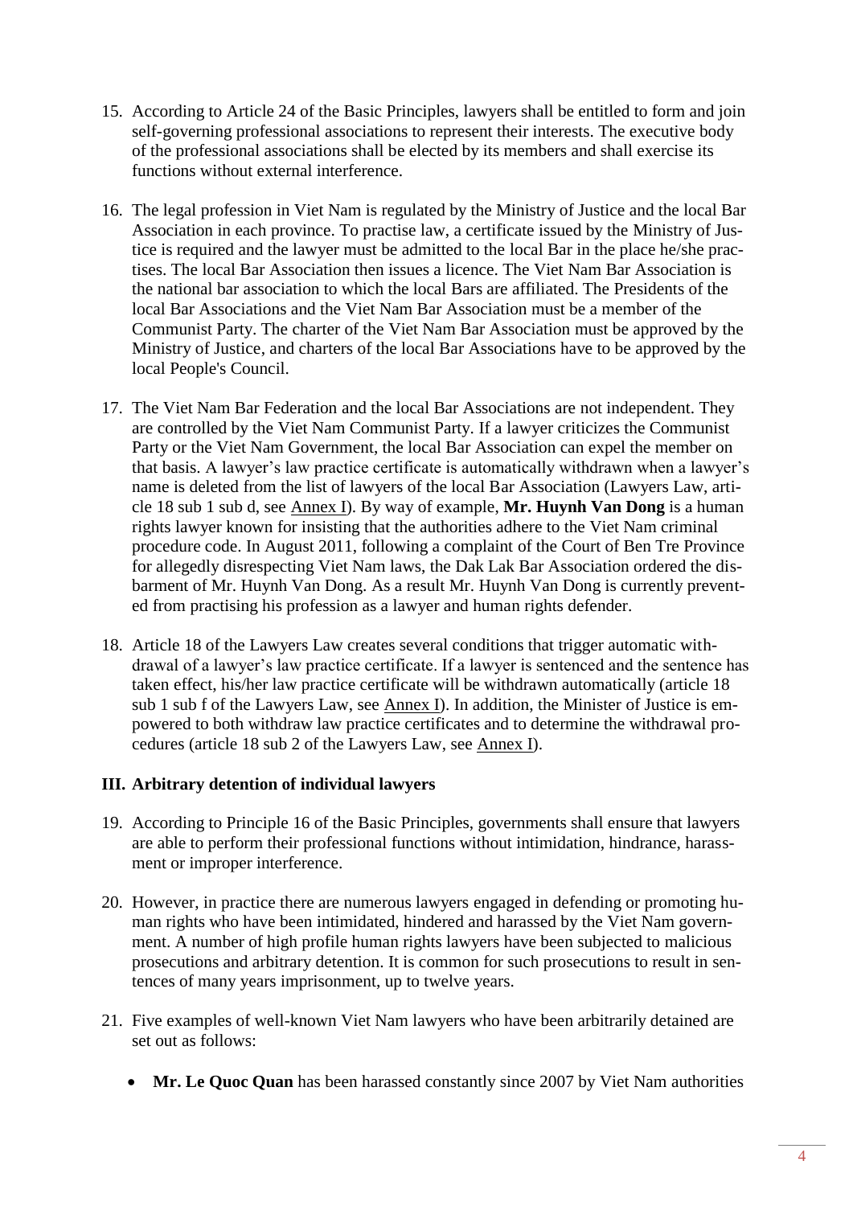15. According to Article 24 of the Basic Principles, lawyers shall be entitled to form and join self-governing professional associations to represent their interests. The executive body of the professional associations shall be elected by its members and shall exercise its functions without external interference.

16. The legal profession in Viet Nam is regulated by the Ministry of Justice and the local Bar Association in each province. To practise law, a certificate issued by the Ministry of Justice is required and the lawyer must be admitted to the local Bar in the place he/she practises. The local Bar Association then issues a licence. The Viet Nam Bar Association is the national bar association to which the local Bars are affiliated. The Presidents of the local Bar Associations and the Viet Nam Bar Association must be a member of the Communist Party. The charter of the Viet Nam Bar Association must be approved by the Ministry of Justice, and charters of the local Bar Associations have to be approved by the local People's Council.

17. The Viet Nam Bar Federation and the local Bar Associations are not independent. They are controlled by the Viet Nam Communist Party. If a lawyer criticizes the Communist Party or the Viet Nam Government, the local Bar Association can expel the member on that basis. A lawyer's law practice certificate is automatically withdrawn when a lawyer's name is deleted from the list of lawyers of the local Bar Association (Lawyers Law, article 18 sub 1 sub d, see Annex I). By way of example, **Mr. Huynh Van Dong** is a human rights lawyer known for insisting that the authorities adhere to the Viet Nam criminal procedure code. In August 2011, following a complaint of the Court of Ben Tre Province for allegedly disrespecting Viet Nam laws, the Dak Lak Bar Association ordered the disbarment of Mr. Huynh Van Dong. As a result Mr. Huynh Van Dong is currently prevented from practising his profession as a lawyer and human rights defender.

18. Article 18 of the Lawyers Law creates several conditions that trigger automatic withdrawal of a lawyer's law practice certificate. If a lawyer is sentenced and the sentence has taken effect, his/her law practice certificate will be withdrawn automatically (article 18 sub 1 sub f of the Lawyers Law, see Annex I). In addition, the Minister of Justice is empowered to both withdraw law practice certificates and to determine the withdrawal procedures (article 18 sub 2 of the Lawyers Law, see Annex I).

## III. Arbitrary detention of individual lawyers

19. According to Principle 16 of the Basic Principles, governments shall ensure that lawyers are able to perform their professional functions without intimidation, hindrance, harassment or improper interference.

20. However, in practice there are numerous lawyers engaged in defending or promoting human rights who have been intimidated, hindered and harassed by the Viet Nam government. A number of high profile human rights lawyers have been subjected to malicious prosecutions and arbitrary detention. It is common for such prosecutions to result in sentences of many years imprisonment, up to twelve years.

21. Five examples of well-known Viet Nam lawyers who have been arbitrarily detained are set out as follows:

    - **Mr. Le Quoc Quan** has been harassed constantly since 2007 by Viet Nam authorities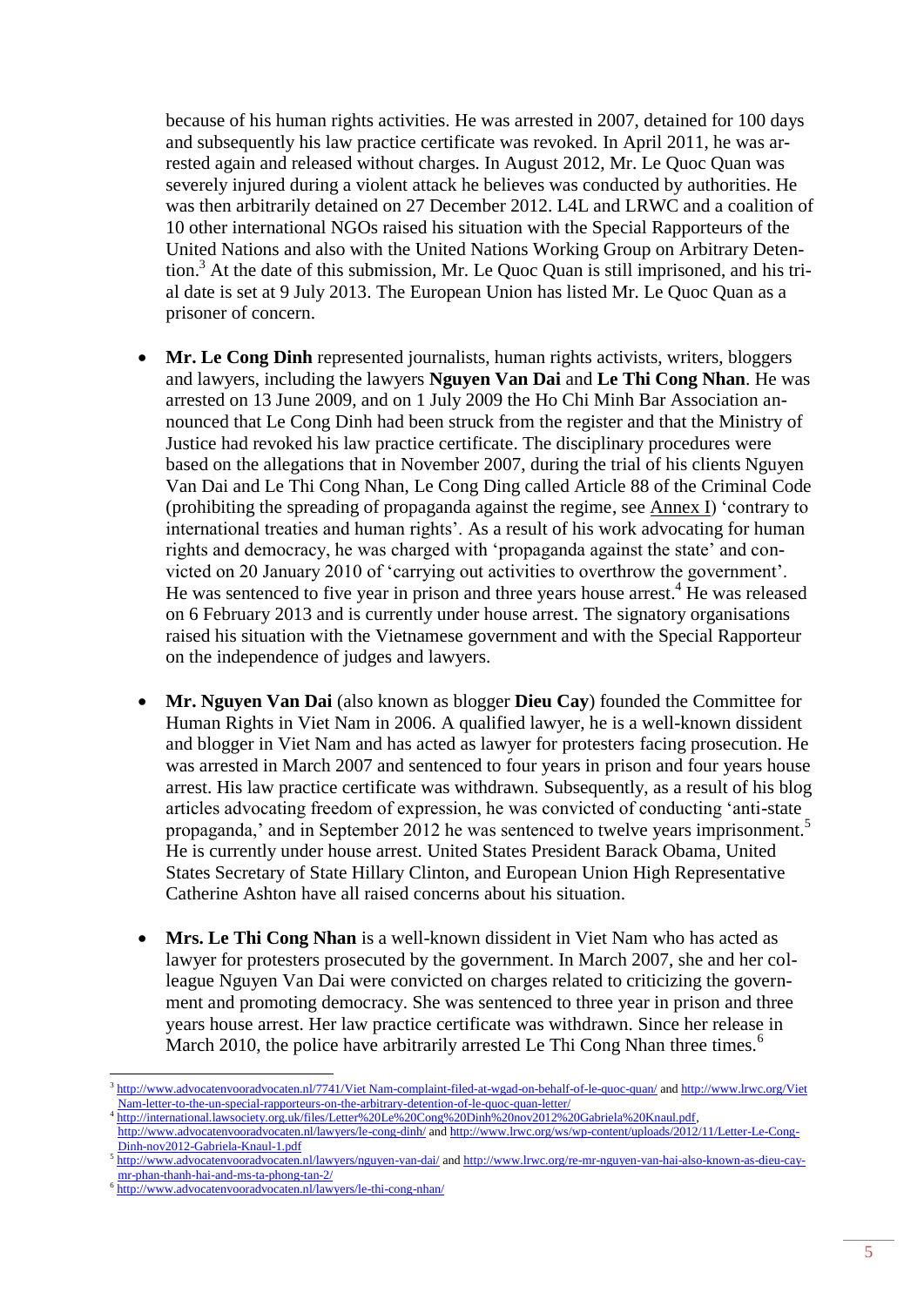because of his human rights activities. He was arrested in 2007, detained for 100 days and subsequently his law practice certificate was revoked. In April 2011, he was arrested again and released without charges. In August 2012, Mr. Le Quoc Quan was severely injured during a violent attack he believes was conducted by authorities. He was then arbitrarily detained on 27 December 2012. L4L and LRWC and a coalition of 10 other international NGOs raised his situation with the Special Rapporteurs of the United Nations and also with the United Nations Working Group on Arbitrary Detention.[3] At the date of this submission, Mr. Le Quoc Quan is still imprisoned, and his trial date is set at 9 July 2013. The European Union has listed Mr. Le Quoc Quan as a prisoner of concern.

- **Mr. Le Cong Dinh** represented journalists, human rights activists, writers, bloggers and lawyers, including the lawyers **Nguyen Van Dai** and **Le Thi Cong Nhan**. He was arrested on 13 June 2009, and on 1 July 2009 the Ho Chi Minh Bar Association announced that Le Cong Dinh had been struck from the register and that the Ministry of Justice had revoked his law practice certificate. The disciplinary procedures were based on the allegations that in November 2007, during the trial of his clients Nguyen Van Dai and Le Thi Cong Nhan, Le Cong Ding called Article 88 of the Criminal Code (prohibiting the spreading of propaganda against the regime, see Annex I) 'contrary to international treaties and human rights'. As a result of his work advocating for human rights and democracy, he was charged with 'propaganda against the state' and convicted on 20 January 2010 of 'carrying out activities to overthrow the government'. He was sentenced to five year in prison and three years house arrest.[4] He was released on 6 February 2013 and is currently under house arrest. The signatory organisations raised his situation with the Vietnamese government and with the Special Rapporteur on the independence of judges and lawyers.

- **Mr. Nguyen Van Dai** (also known as blogger **Dieu Cay**) founded the Committee for Human Rights in Viet Nam in 2006. A qualified lawyer, he is a well-known dissident and blogger in Viet Nam and has acted as lawyer for protesters facing prosecution. He was arrested in March 2007 and sentenced to four years in prison and four years house arrest. His law practice certificate was withdrawn. Subsequently, as a result of his blog articles advocating freedom of expression, he was convicted of conducting 'anti-state propaganda,' and in September 2012 he was sentenced to twelve years imprisonment.[5] He is currently under house arrest. United States President Barack Obama, United States Secretary of State Hillary Clinton, and European Union High Representative Catherine Ashton have all raised concerns about his situation.

- **Mrs. Le Thi Cong Nhan** is a well-known dissident in Viet Nam who has acted as lawyer for protesters prosecuted by the government. In March 2007, she and her colleague Nguyen Van Dai were convicted on charges related to criticizing the government and promoting democracy. She was sentenced to three year in prison and three years house arrest. Her law practice certificate was withdrawn. Since her release in March 2010, the police have arbitrarily arrested Le Thi Cong Nhan three times.[6]

---

[3] http://www.advocatenvooradvocaten.nl/7741/Viet Nam-complaint-filed-at-wgad-on-behalf-of-le-quoc-quan/ and http://www.lrwc.org/Viet Nam-letter-to-the-un-special-rapporteurs-on-the-arbitrary-detention-of-le-quoc-quan-letter/

[4] http://international.lawsociety.org.uk/files/Letter%20Le%20Cong%20Dinh%20nov2012%20Gabriela%20Knaul.pdf, http://www.advocatenvooradvocaten.nl/lawyers/le-cong-dinh/ and http://www.lrwc.org/ws/wp-content/uploads/2012/11/Letter-Le-Cong-Dinh-nov2012-Gabriela-Knaul-1.pdf

[5] http://www.advocatenvooradvocaten.nl/lawyers/nguyen-van-dai/ and http://www.lrwc.org/re-mr-nguyen-van-hai-also-known-as-dieu-cay-mr-phan-thanh-hai-and-ms-ta-phong-tan-2/

[6] http://www.advocatenvooradvocaten.nl/lawyers/le-thi-cong-nhan/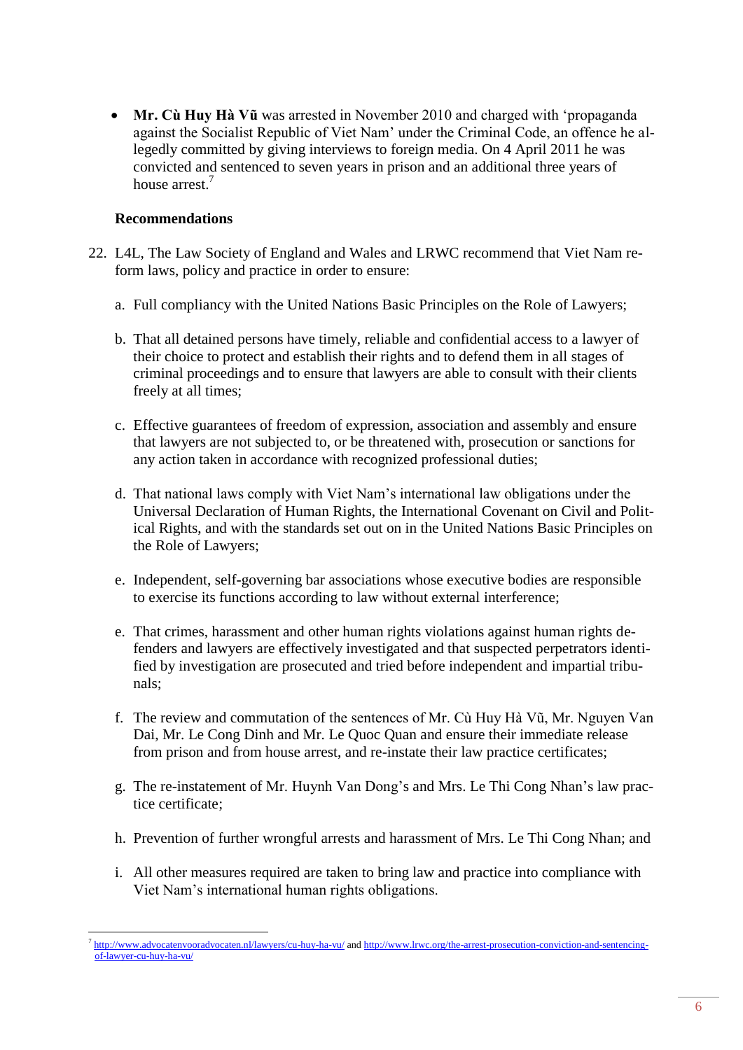- **Mr. Cù Huy Hà Vũ** was arrested in November 2010 and charged with 'propaganda against the Socialist Republic of Viet Nam' under the Criminal Code, an offence he allegedly committed by giving interviews to foreign media. On 4 April 2011 he was convicted and sentenced to seven years in prison and an additional three years of house arrest.[7]

**Recommendations**

22. L4L, The Law Society of England and Wales and LRWC recommend that Viet Nam reform laws, policy and practice in order to ensure:

    a. Full compliancy with the United Nations Basic Principles on the Role of Lawyers;

    b. That all detained persons have timely, reliable and confidential access to a lawyer of their choice to protect and establish their rights and to defend them in all stages of criminal proceedings and to ensure that lawyers are able to consult with their clients freely at all times;

    c. Effective guarantees of freedom of expression, association and assembly and ensure that lawyers are not subjected to, or be threatened with, prosecution or sanctions for any action taken in accordance with recognized professional duties;

    d. That national laws comply with Viet Nam's international law obligations under the Universal Declaration of Human Rights, the International Covenant on Civil and Political Rights, and with the standards set out on in the United Nations Basic Principles on the Role of Lawyers;

    e. Independent, self-governing bar associations whose executive bodies are responsible to exercise its functions according to law without external interference;

    e. That crimes, harassment and other human rights violations against human rights defenders and lawyers are effectively investigated and that suspected perpetrators identified by investigation are prosecuted and tried before independent and impartial tribunals;

    f. The review and commutation of the sentences of Mr. Cù Huy Hà Vũ, Mr. Nguyen Van Dai, Mr. Le Cong Dinh and Mr. Le Quoc Quan and ensure their immediate release from prison and from house arrest, and re-instate their law practice certificates;

    g. The re-instatement of Mr. Huynh Van Dong's and Mrs. Le Thi Cong Nhan's law practice certificate;

    h. Prevention of further wrongful arrests and harassment of Mrs. Le Thi Cong Nhan; and

    i. All other measures required are taken to bring law and practice into compliance with Viet Nam's international human rights obligations.

---

[7] http://www.advocatenvooradvocaten.nl/lawyers/cu-huy-ha-vu/ and http://www.lrwc.org/the-arrest-prosecution-conviction-and-sentencing-of-lawyer-cu-huy-ha-vu/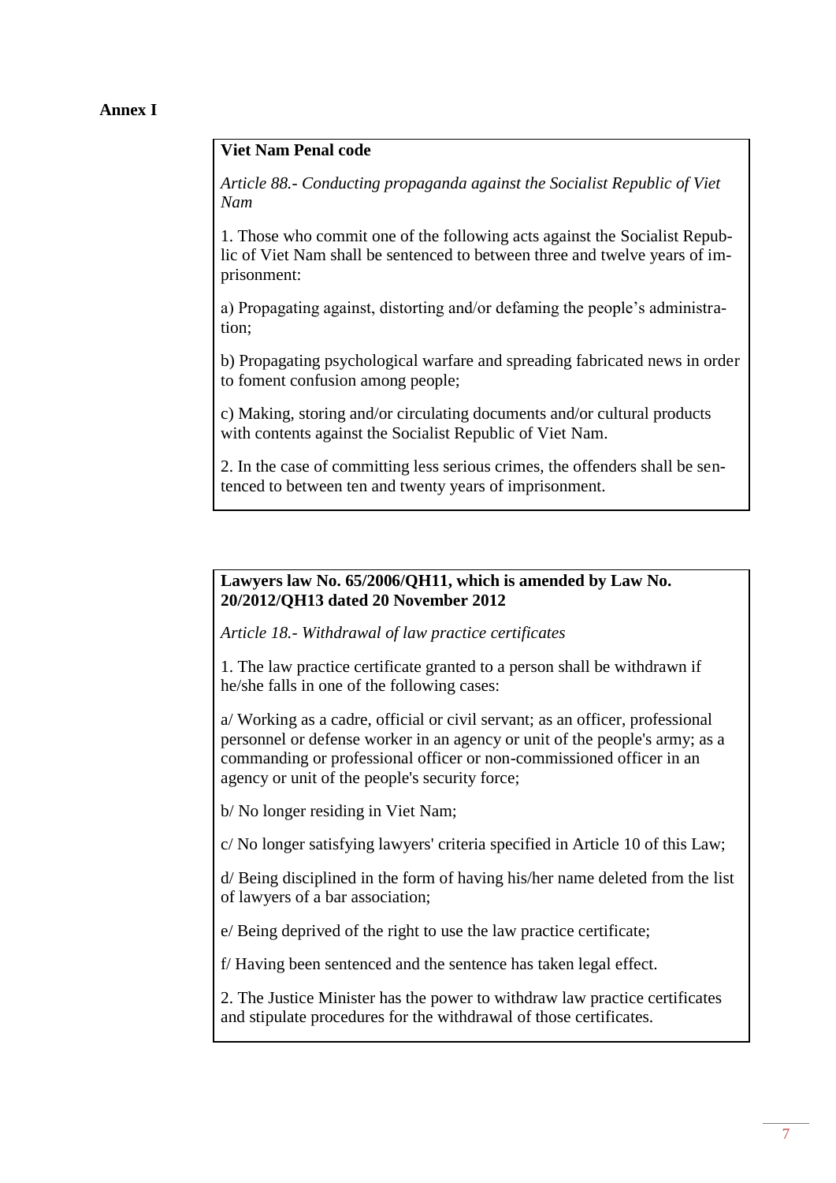**Annex I**

**Viet Nam Penal code**

*Article 88.- Conducting propaganda against the Socialist Republic of Viet Nam*

1. Those who commit one of the following acts against the Socialist Republic of Viet Nam shall be sentenced to between three and twelve years of imprisonment:

a) Propagating against, distorting and/or defaming the people's administration;

b) Propagating psychological warfare and spreading fabricated news in order to foment confusion among people;

c) Making, storing and/or circulating documents and/or cultural products with contents against the Socialist Republic of Viet Nam.

2. In the case of committing less serious crimes, the offenders shall be sentenced to between ten and twenty years of imprisonment.

**Lawyers law No. 65/2006/QH11, which is amended by Law No. 20/2012/QH13 dated 20 November 2012**

*Article 18.- Withdrawal of law practice certificates*

1. The law practice certificate granted to a person shall be withdrawn if he/she falls in one of the following cases:

a/ Working as a cadre, official or civil servant; as an officer, professional personnel or defense worker in an agency or unit of the people's army; as a commanding or professional officer or non-commissioned officer in an agency or unit of the people's security force;

b/ No longer residing in Viet Nam;

c/ No longer satisfying lawyers' criteria specified in Article 10 of this Law;

d/ Being disciplined in the form of having his/her name deleted from the list of lawyers of a bar association;

e/ Being deprived of the right to use the law practice certificate;

f/ Having been sentenced and the sentence has taken legal effect.

2. The Justice Minister has the power to withdraw law practice certificates and stipulate procedures for the withdrawal of those certificates.